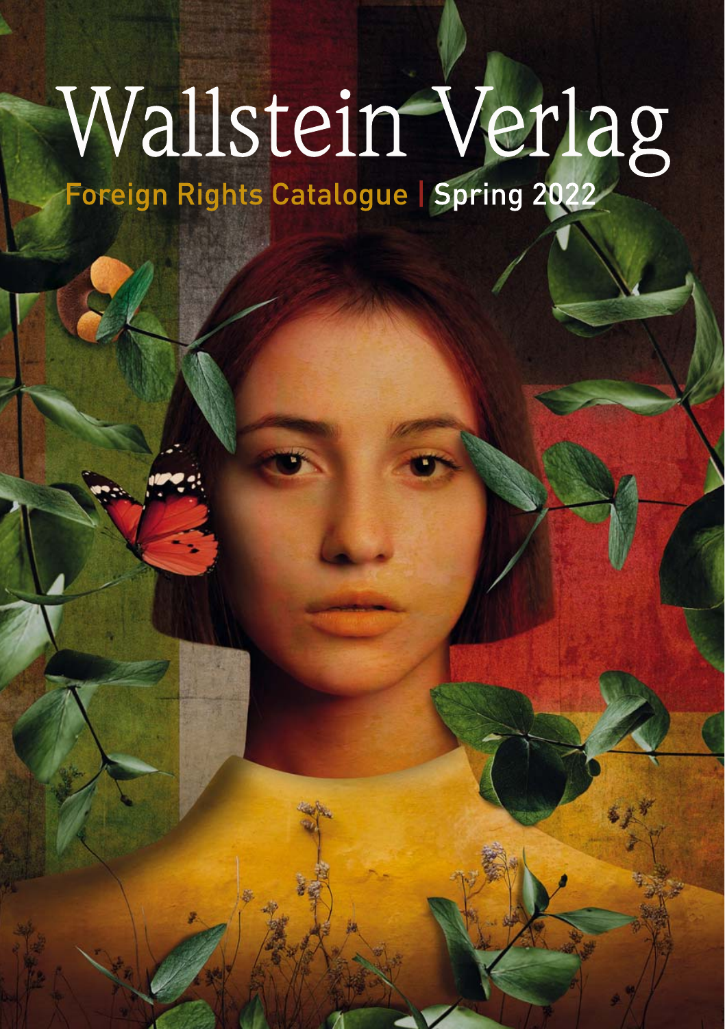# Wallstein Verlag

## Foreign Rights Catalogue | Spring 2022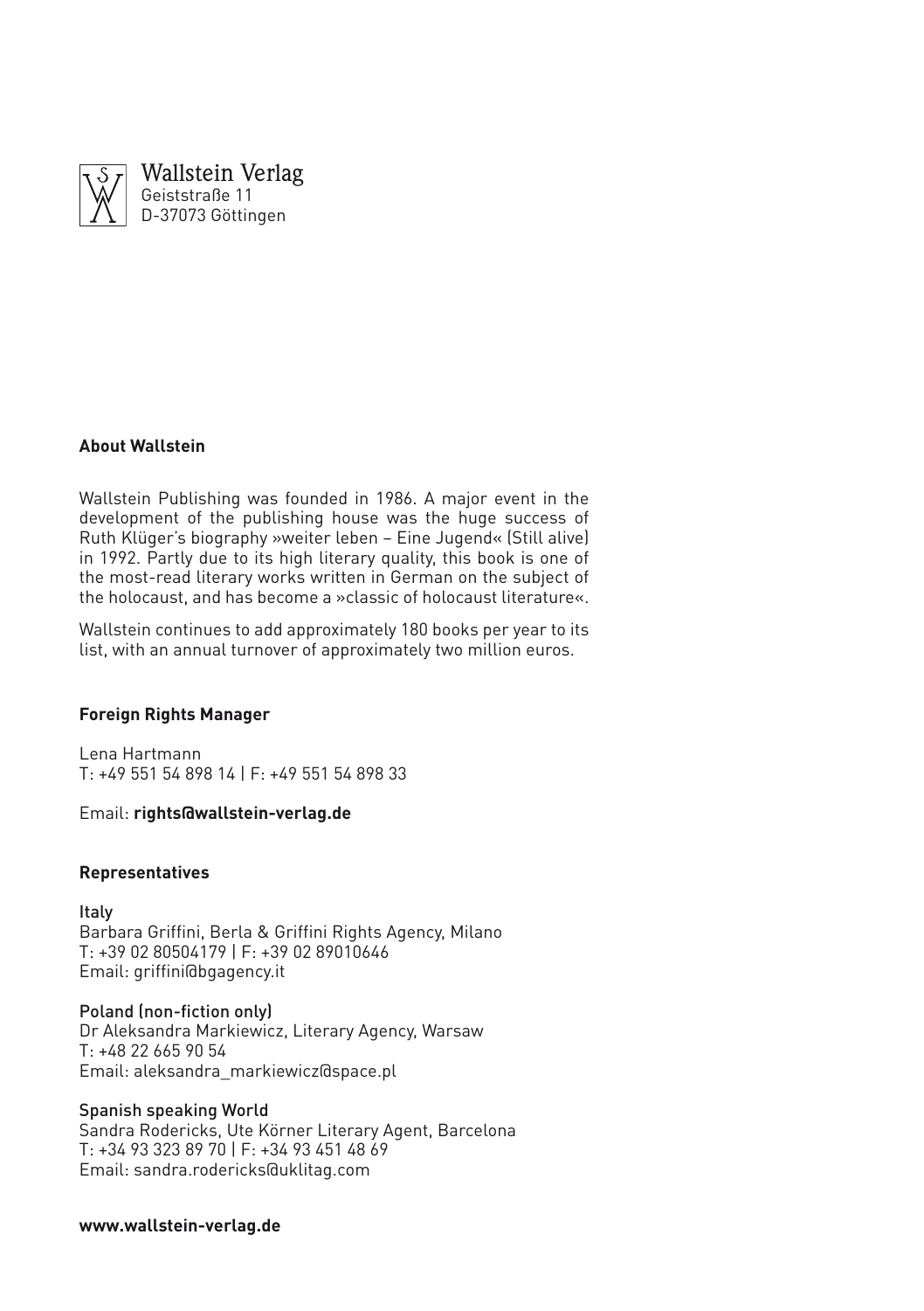Wallstein Verlag
Geiststraße 11
D-37073 Göttingen

**About Wallstein**

Wallstein Publishing was founded in 1986. A major event in the development of the publishing house was the huge success of Ruth Klüger's biography »weiter leben – Eine Jugend« (Still alive) in 1992. Partly due to its high literary quality, this book is one of the most-read literary works written in German on the subject of the holocaust, and has become a »classic of holocaust literature«.

Wallstein continues to add approximately 180 books per year to its list, with an annual turnover of approximately two million euros.

**Foreign Rights Manager**

Lena Hartmann
T: +49 551 54 898 14 | F: +49 551 54 898 33

Email: **rights@wallstein-verlag.de**

**Representatives**

Italy
Barbara Griffini, Berla & Griffini Rights Agency, Milano
T: +39 02 80504179 | F: +39 02 89010646
Email: griffini@bgagency.it

Poland (non-fiction only)
Dr Aleksandra Markiewicz, Literary Agency, Warsaw
T: +48 22 665 90 54
Email: aleksandra_markiewicz@space.pl

Spanish speaking World
Sandra Rodericks, Ute Körner Literary Agent, Barcelona
T: +34 93 323 89 70 | F: +34 93 451 48 69
Email: sandra.rodericks@uklitag.com

**www.wallstein-verlag.de**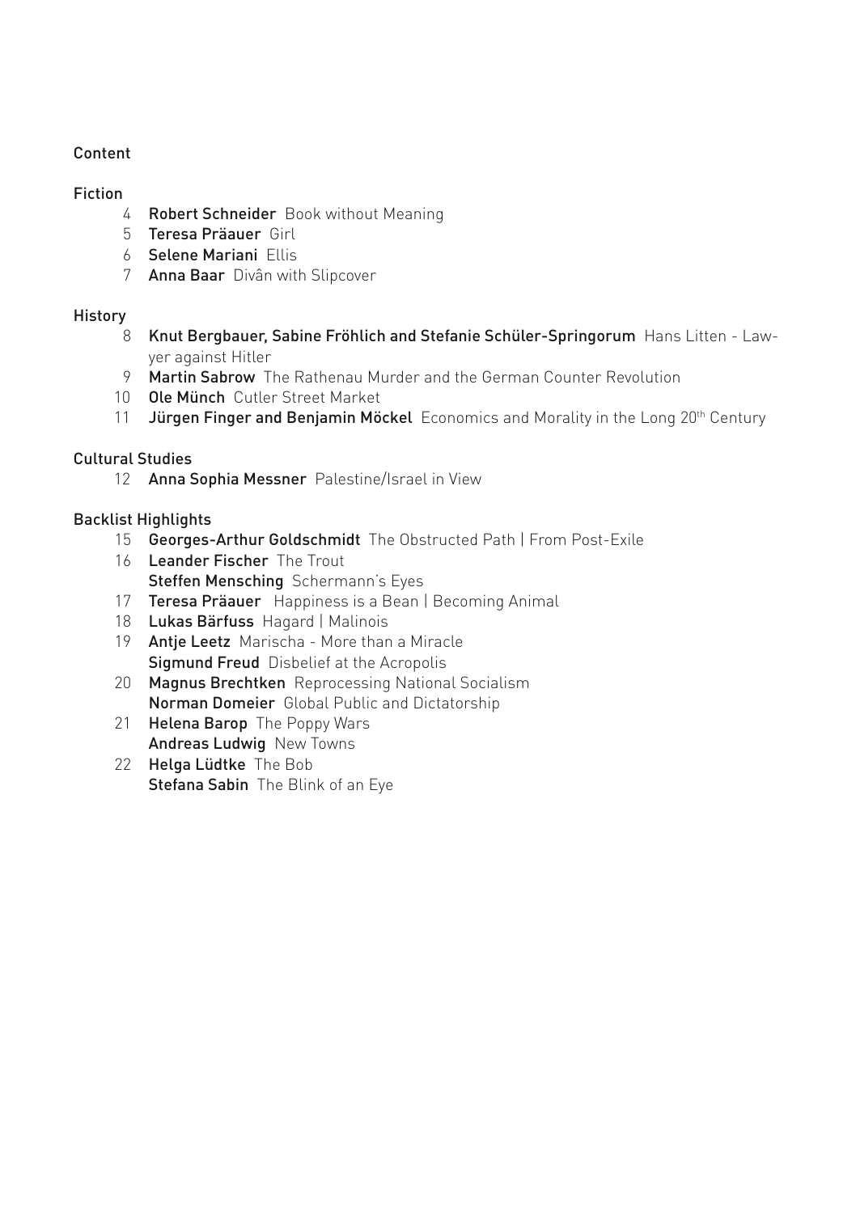# Content

## Fiction

- 4 **Robert Schneider** Book without Meaning
- 5 **Teresa Präauer** Girl
- 6 **Selene Mariani** Ellis
- 7 **Anna Baar** Divân with Slipcover

## History

- 8 **Knut Bergbauer, Sabine Fröhlich and Stefanie Schüler-Springorum** Hans Litten - Lawyer against Hitler
- 9 **Martin Sabrow** The Rathenau Murder and the German Counter Revolution
- 10 **Ole Münch** Cutler Street Market
- 11 **Jürgen Finger and Benjamin Möckel** Economics and Morality in the Long 20th Century

## Cultural Studies

- 12 **Anna Sophia Messner** Palestine/Israel in View

## Backlist Highlights

- 15 **Georges-Arthur Goldschmidt** The Obstructed Path | From Post-Exile
- 16 **Leander Fischer** The Trout
  **Steffen Mensching** Schermann's Eyes
- 17 **Teresa Präauer** Happiness is a Bean | Becoming Animal
- 18 **Lukas Bärfuss** Hagard | Malinois
- 19 **Antje Leetz** Marischa - More than a Miracle
  **Sigmund Freud** Disbelief at the Acropolis
- 20 **Magnus Brechtken** Reprocessing National Socialism
  **Norman Domeier** Global Public and Dictatorship
- 21 **Helena Barop** The Poppy Wars
  **Andreas Ludwig** New Towns
- 22 **Helga Lüdtke** The Bob
  **Stefana Sabin** The Blink of an Eye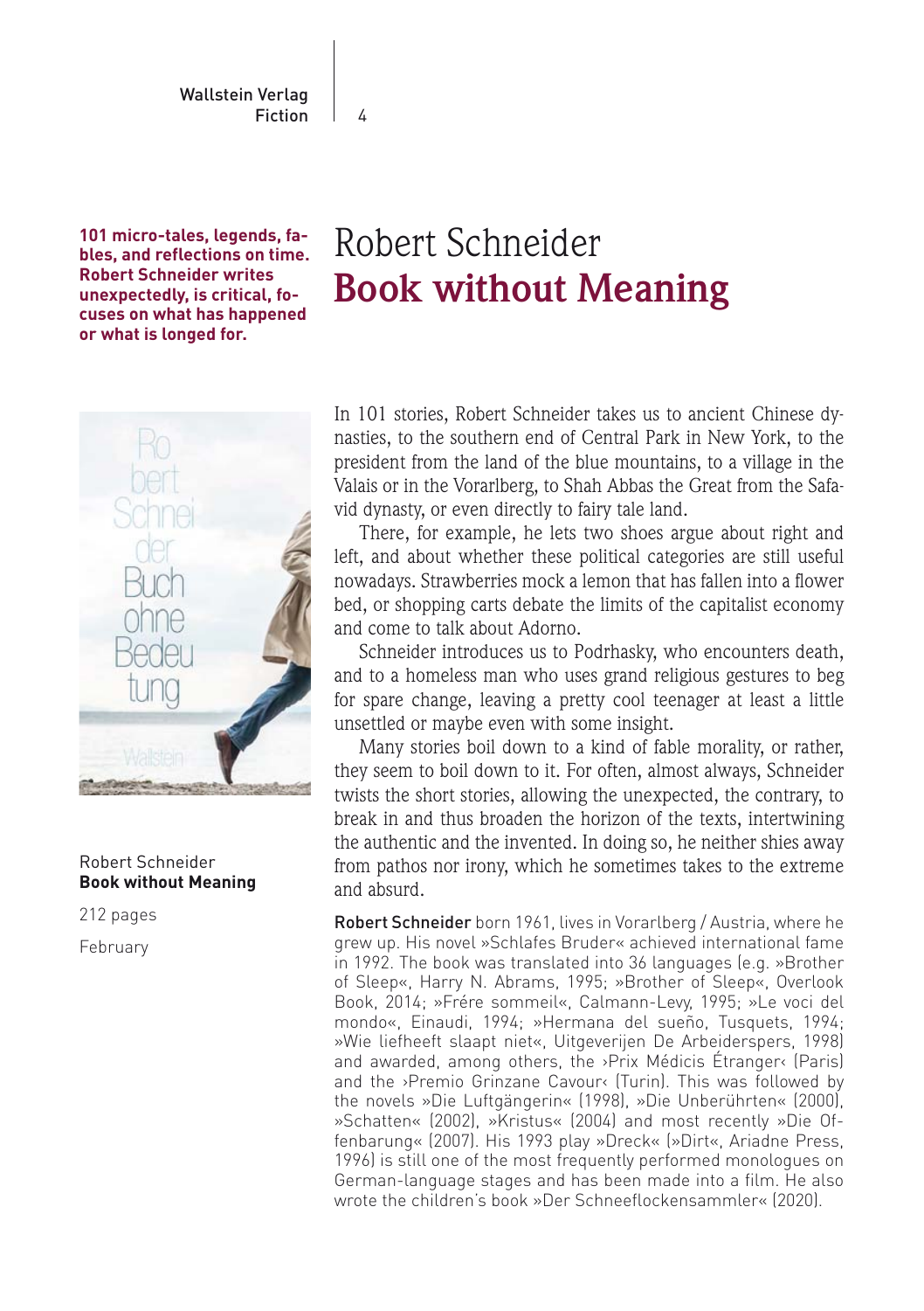**101 micro-tales, legends, fables, and reflections on time. Robert Schneider writes unexpectedly, is critical, focuses on what has happened or what is longed for.**

# Robert Schneider
# Book without Meaning

Robert Schneider
**Book without Meaning**

212 pages

February

In 101 stories, Robert Schneider takes us to ancient Chinese dynasties, to the southern end of Central Park in New York, to the president from the land of the blue mountains, to a village in the Valais or in the Vorarlberg, to Shah Abbas the Great from the Safavid dynasty, or even directly to fairy tale land.

There, for example, he lets two shoes argue about right and left, and about whether these political categories are still useful nowadays. Strawberries mock a lemon that has fallen into a flower bed, or shopping carts debate the limits of the capitalist economy and come to talk about Adorno.

Schneider introduces us to Podrhasky, who encounters death, and to a homeless man who uses grand religious gestures to beg for spare change, leaving a pretty cool teenager at least a little unsettled or maybe even with some insight.

Many stories boil down to a kind of fable morality, or rather, they seem to boil down to it. For often, almost always, Schneider twists the short stories, allowing the unexpected, the contrary, to break in and thus broaden the horizon of the texts, intertwining the authentic and the invented. In doing so, he neither shies away from pathos nor irony, which he sometimes takes to the extreme and absurd.

**Robert Schneider** born 1961, lives in Vorarlberg / Austria, where he grew up. His novel »Schlafes Bruder« achieved international fame in 1992. The book was translated into 36 languages (e.g. »Brother of Sleep«, Harry N. Abrams, 1995; »Brother of Sleep«, Overlook Book, 2014; »Frére sommeil«, Calmann-Levy, 1995; »Le voci del mondo«, Einaudi, 1994; »Hermana del sueño, Tusquets, 1994; »Wie liefheeft slaapt niet«, Uitgeverijen De Arbeiderspers, 1998) and awarded, among others, the ›Prix Médicis Étranger‹ (Paris) and the ›Premio Grinzane Cavour‹ (Turin). This was followed by the novels »Die Luftgängerin« (1998), »Die Unberührten« (2000), »Schatten« (2002), »Kristus« (2004) and most recently »Die Offenbarung« (2007). His 1993 play »Dreck« (»Dirt«, Ariadne Press, 1996) is still one of the most frequently performed monologues on German-language stages and has been made into a film. He also wrote the children's book »Der Schneeflockensammler« (2020).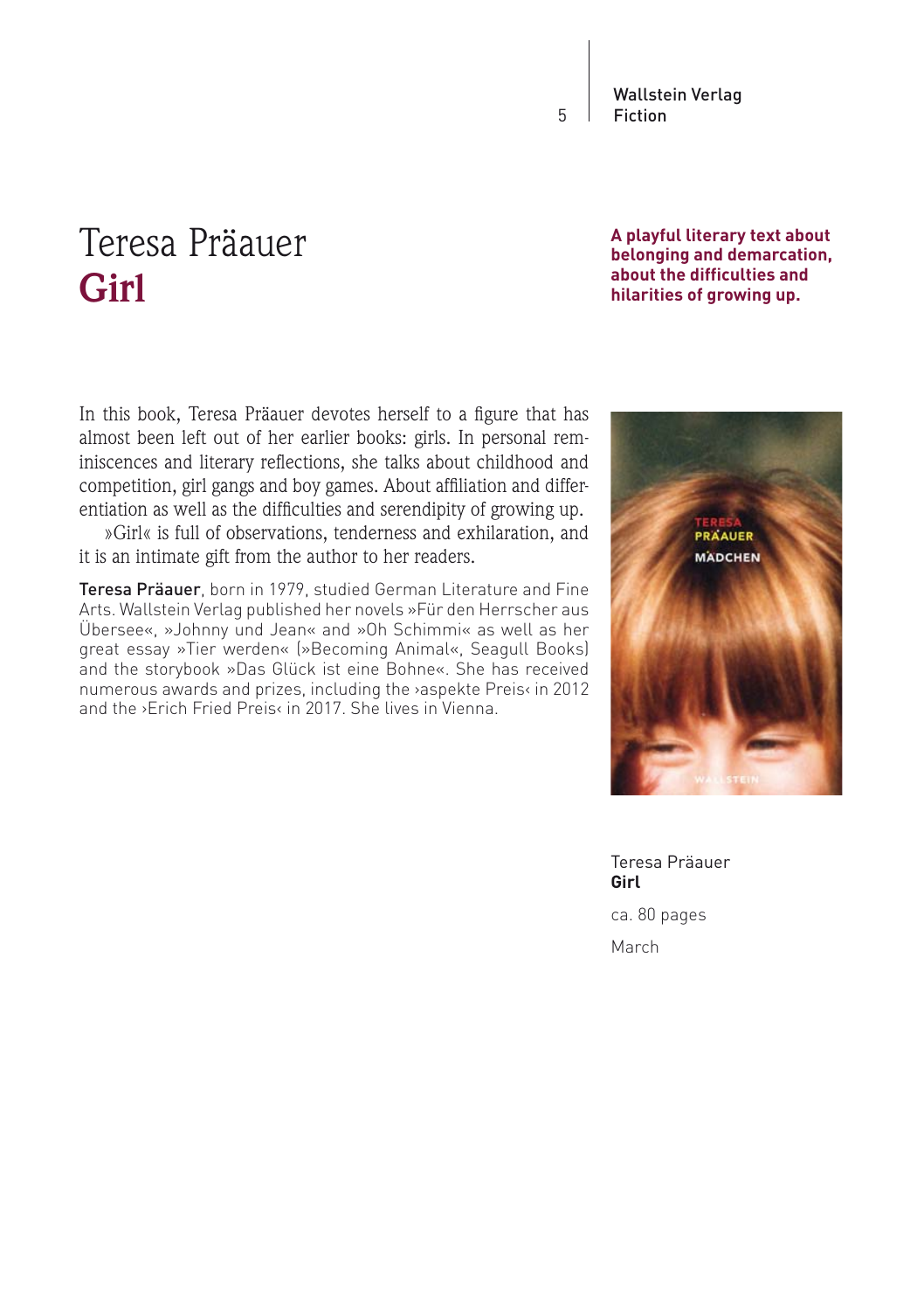# Teresa Präauer
# **Girl**

**A playful literary text about belonging and demarcation, about the difficulties and hilarities of growing up.**

In this book, Teresa Präauer devotes herself to a figure that has almost been left out of her earlier books: girls. In personal reminiscences and literary reflections, she talks about childhood and competition, girl gangs and boy games. About affiliation and differentiation as well as the difficulties and serendipity of growing up.

»Girl« is full of observations, tenderness and exhilaration, and it is an intimate gift from the author to her readers.

Teresa Präauer, born in 1979, studied German Literature and Fine Arts. Wallstein Verlag published her novels »Für den Herrscher aus Übersee«, »Johnny und Jean« and »Oh Schimmi« as well as her great essay »Tier werden« (»Becoming Animal«, Seagull Books) and the storybook »Das Glück ist eine Bohne«. She has received numerous awards and prizes, including the ›aspekte Preis‹ in 2012 and the ›Erich Fried Preis‹ in 2017. She lives in Vienna.

TERESA PRÄAUER
MÄDCHEN
WALLSTEIN

Teresa Präauer
**Girl**

ca. 80 pages

March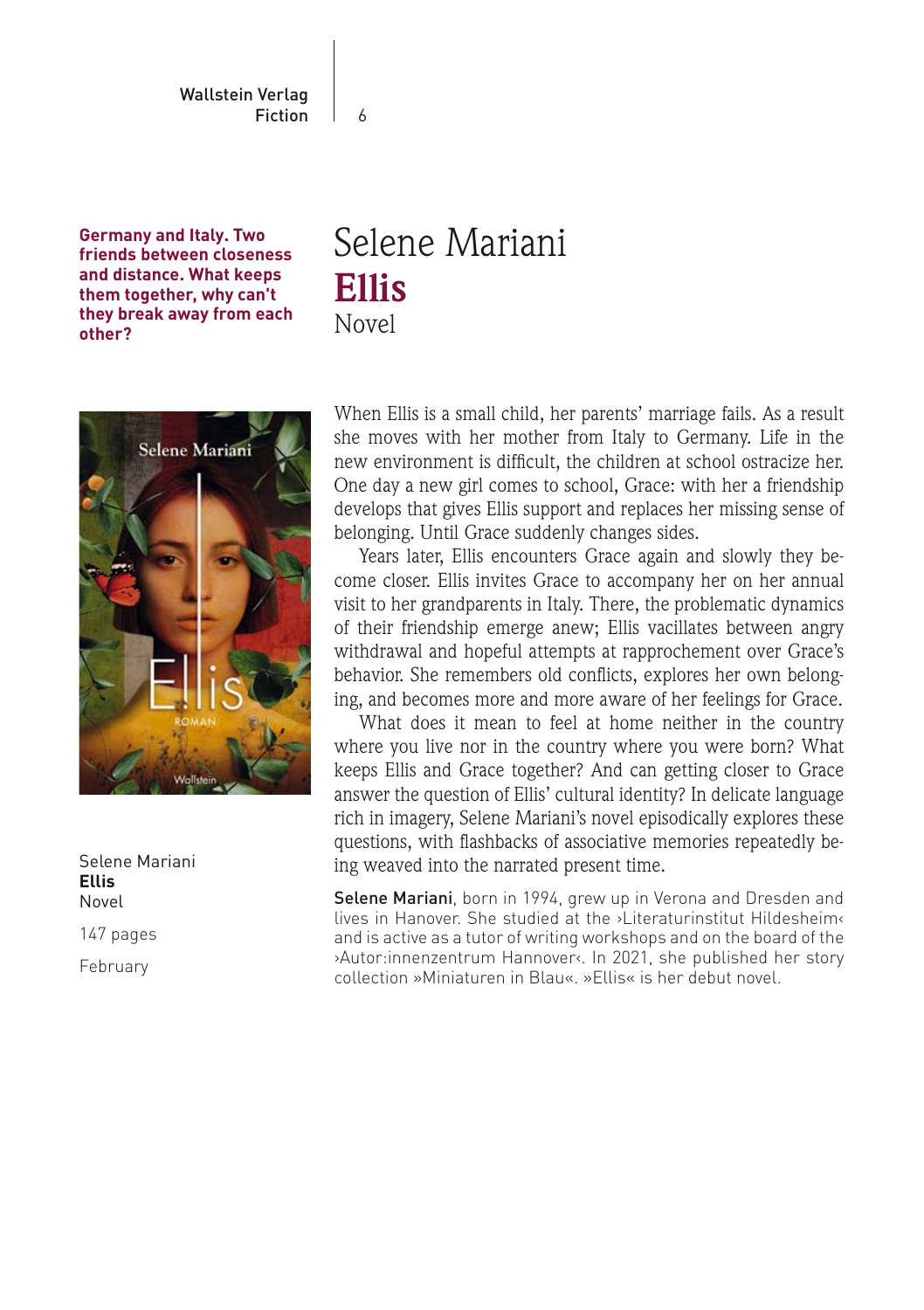**Germany and Italy. Two friends between closeness and distance. What keeps them together, why can't they break away from each other?**

# Selene Mariani
## **Ellis**
Novel

Selene Mariani
**Ellis**
Novel

147 pages

February

When Ellis is a small child, her parents' marriage fails. As a result she moves with her mother from Italy to Germany. Life in the new environment is difficult, the children at school ostracize her. One day a new girl comes to school, Grace: with her a friendship develops that gives Ellis support and replaces her missing sense of belonging. Until Grace suddenly changes sides.

Years later, Ellis encounters Grace again and slowly they become closer. Ellis invites Grace to accompany her on her annual visit to her grandparents in Italy. There, the problematic dynamics of their friendship emerge anew; Ellis vacillates between angry withdrawal and hopeful attempts at rapprochement over Grace's behavior. She remembers old conflicts, explores her own belonging, and becomes more and more aware of her feelings for Grace.

What does it mean to feel at home neither in the country where you live nor in the country where you were born? What keeps Ellis and Grace together? And can getting closer to Grace answer the question of Ellis' cultural identity? In delicate language rich in imagery, Selene Mariani's novel episodically explores these questions, with flashbacks of associative memories repeatedly being weaved into the narrated present time.

**Selene Mariani**, born in 1994, grew up in Verona and Dresden and lives in Hanover. She studied at the ›Literaturinstitut Hildesheim‹ and is active as a tutor of writing workshops and on the board of the ›Autor:innenzentrum Hannover‹. In 2021, she published her story collection »Miniaturen in Blau«. »Ellis« is her debut novel.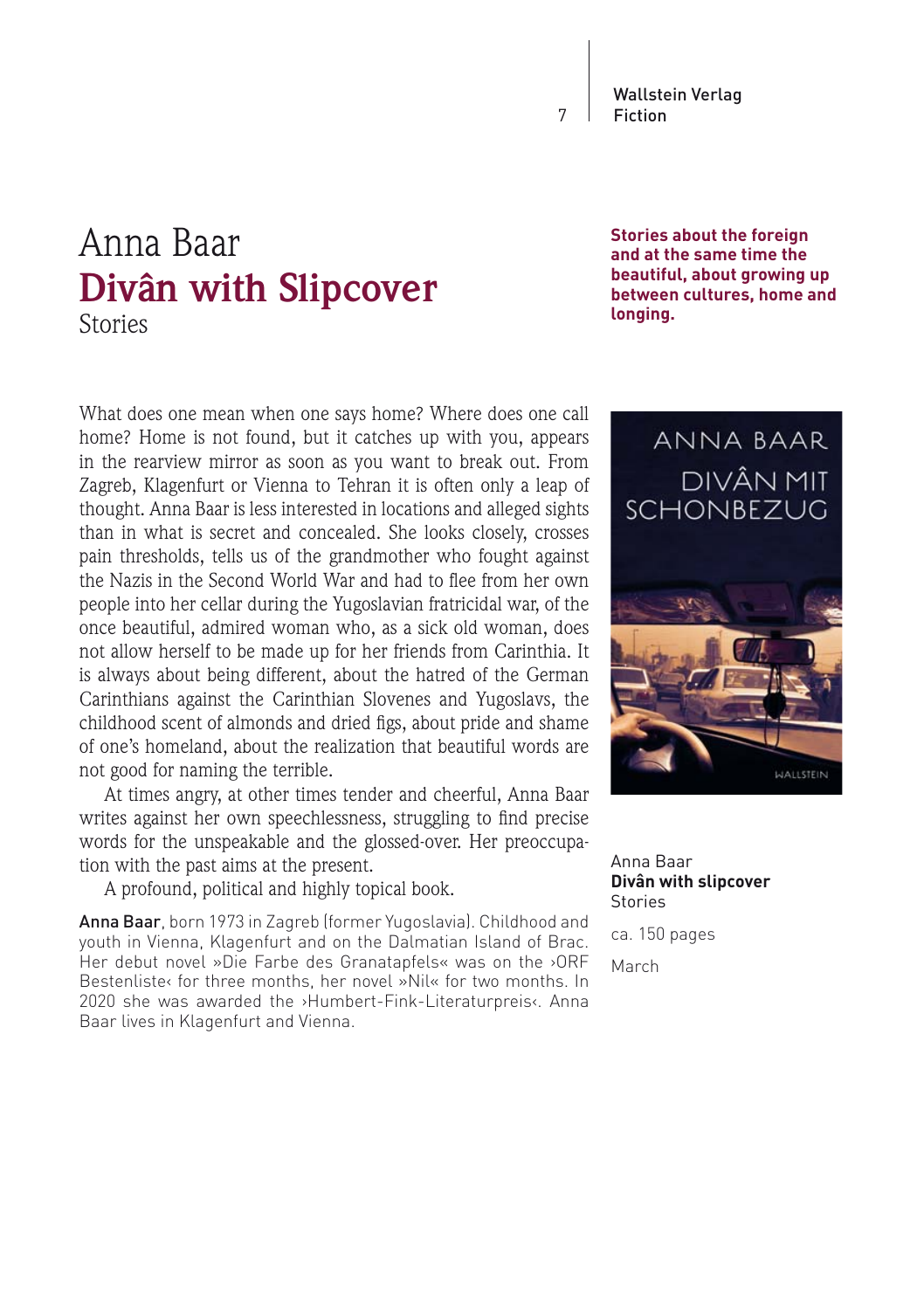Anna Baar

# Divân with Slipcover

Stories

**Stories about the foreign and at the same time the beautiful, about growing up between cultures, home and longing.**

What does one mean when one says home? Where does one call home? Home is not found, but it catches up with you, appears in the rearview mirror as soon as you want to break out. From Zagreb, Klagenfurt or Vienna to Tehran it is often only a leap of thought. Anna Baar is less interested in locations and alleged sights than in what is secret and concealed. She looks closely, crosses pain thresholds, tells us of the grandmother who fought against the Nazis in the Second World War and had to flee from her own people into her cellar during the Yugoslavian fratricidal war, of the once beautiful, admired woman who, as a sick old woman, does not allow herself to be made up for her friends from Carinthia. It is always about being different, about the hatred of the German Carinthians against the Carinthian Slovenes and Yugoslavs, the childhood scent of almonds and dried figs, about pride and shame of one's homeland, about the realization that beautiful words are not good for naming the terrible.

At times angry, at other times tender and cheerful, Anna Baar writes against her own speechlessness, struggling to find precise words for the unspeakable and the glossed-over. Her preoccupation with the past aims at the present.

A profound, political and highly topical book.

**Anna Baar**, born 1973 in Zagreb (former Yugoslavia). Childhood and youth in Vienna, Klagenfurt and on the Dalmatian Island of Brac. Her debut novel »Die Farbe des Granatapfels« was on the ›ORF Bestenliste‹ for three months, her novel »Nil« for two months. In 2020 she was awarded the ›Humbert-Fink-Literaturpreis‹. Anna Baar lives in Klagenfurt and Vienna.

Anna Baar
**Divân with slipcover**
Stories

ca. 150 pages

March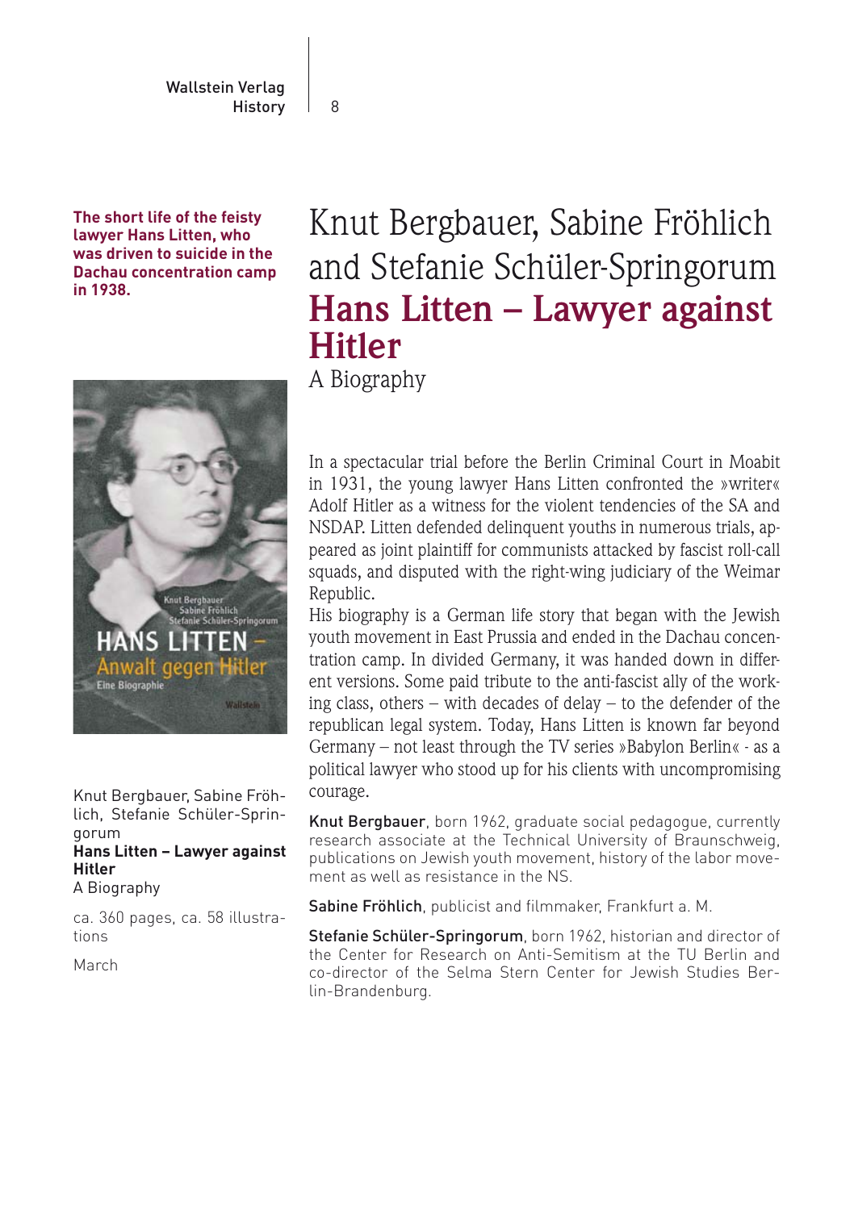**The short life of the feisty lawyer Hans Litten, who was driven to suicide in the Dachau concentration camp in 1938.**

Knut Bergbauer, Sabine Fröhlich and Stefanie Schüler-Springorum

# Hans Litten – Lawyer against Hitler

A Biography

Knut Bergbauer, Sabine Fröhlich, Stefanie Schüler-Springorum
**Hans Litten – Lawyer against Hitler**
A Biography

ca. 360 pages, ca. 58 illustrations

March

In a spectacular trial before the Berlin Criminal Court in Moabit in 1931, the young lawyer Hans Litten confronted the »writer« Adolf Hitler as a witness for the violent tendencies of the SA and NSDAP. Litten defended delinquent youths in numerous trials, appeared as joint plaintiff for communists attacked by fascist roll-call squads, and disputed with the right-wing judiciary of the Weimar Republic.
His biography is a German life story that began with the Jewish youth movement in East Prussia and ended in the Dachau concentration camp. In divided Germany, it was handed down in different versions. Some paid tribute to the anti-fascist ally of the working class, others – with decades of delay – to the defender of the republican legal system. Today, Hans Litten is known far beyond Germany – not least through the TV series »Babylon Berlin« - as a political lawyer who stood up for his clients with uncompromising courage.

**Knut Bergbauer**, born 1962, graduate social pedagogue, currently research associate at the Technical University of Braunschweig, publications on Jewish youth movement, history of the labor movement as well as resistance in the NS.

**Sabine Fröhlich**, publicist and filmmaker, Frankfurt a. M.

**Stefanie Schüler-Springorum**, born 1962, historian and director of the Center for Research on Anti-Semitism at the TU Berlin and co-director of the Selma Stern Center for Jewish Studies Berlin-Brandenburg.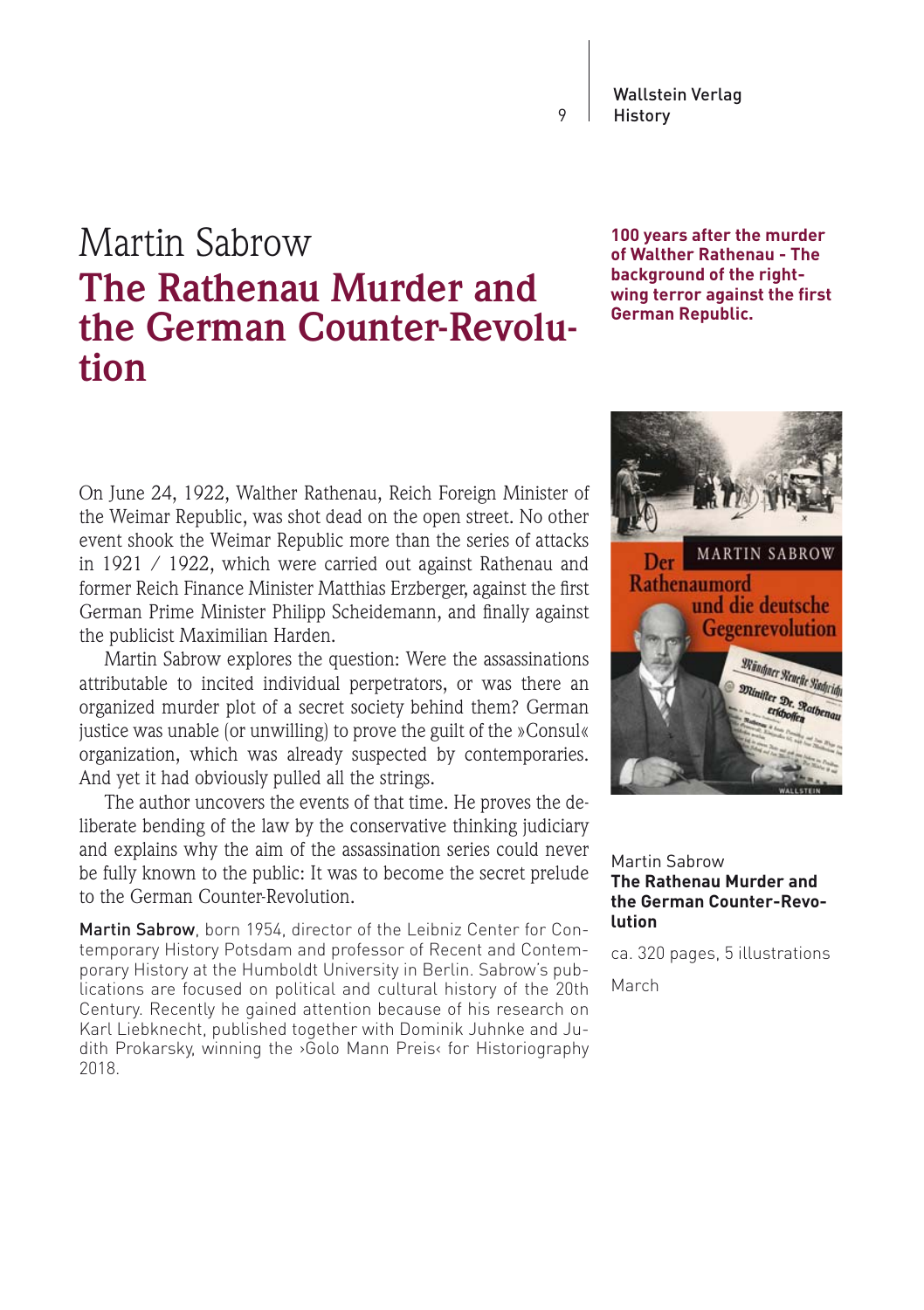# Martin Sabrow

## The Rathenau Murder and the German Counter-Revolution

**100 years after the murder of Walther Rathenau - The background of the right-wing terror against the first German Republic.**

On June 24, 1922, Walther Rathenau, Reich Foreign Minister of the Weimar Republic, was shot dead on the open street. No other event shook the Weimar Republic more than the series of attacks in 1921 / 1922, which were carried out against Rathenau and former Reich Finance Minister Matthias Erzberger, against the first German Prime Minister Philipp Scheidemann, and finally against the publicist Maximilian Harden.

Martin Sabrow explores the question: Were the assassinations attributable to incited individual perpetrators, or was there an organized murder plot of a secret society behind them? German justice was unable (or unwilling) to prove the guilt of the »Consul« organization, which was already suspected by contemporaries. And yet it had obviously pulled all the strings.

The author uncovers the events of that time. He proves the deliberate bending of the law by the conservative thinking judiciary and explains why the aim of the assassination series could never be fully known to the public: It was to become the secret prelude to the German Counter-Revolution.

**Martin Sabrow**, born 1954, director of the Leibniz Center for Contemporary History Potsdam and professor of Recent and Contemporary History at the Humboldt University in Berlin. Sabrow's publications are focused on political and cultural history of the 20th Century. Recently he gained attention because of his research on Karl Liebknecht, published together with Dominik Juhnke and Judith Prokarsky, winning the ›Golo Mann Preis‹ for Historiography 2018.

Martin Sabrow
**The Rathenau Murder and the German Counter-Revolution**

ca. 320 pages, 5 illustrations

March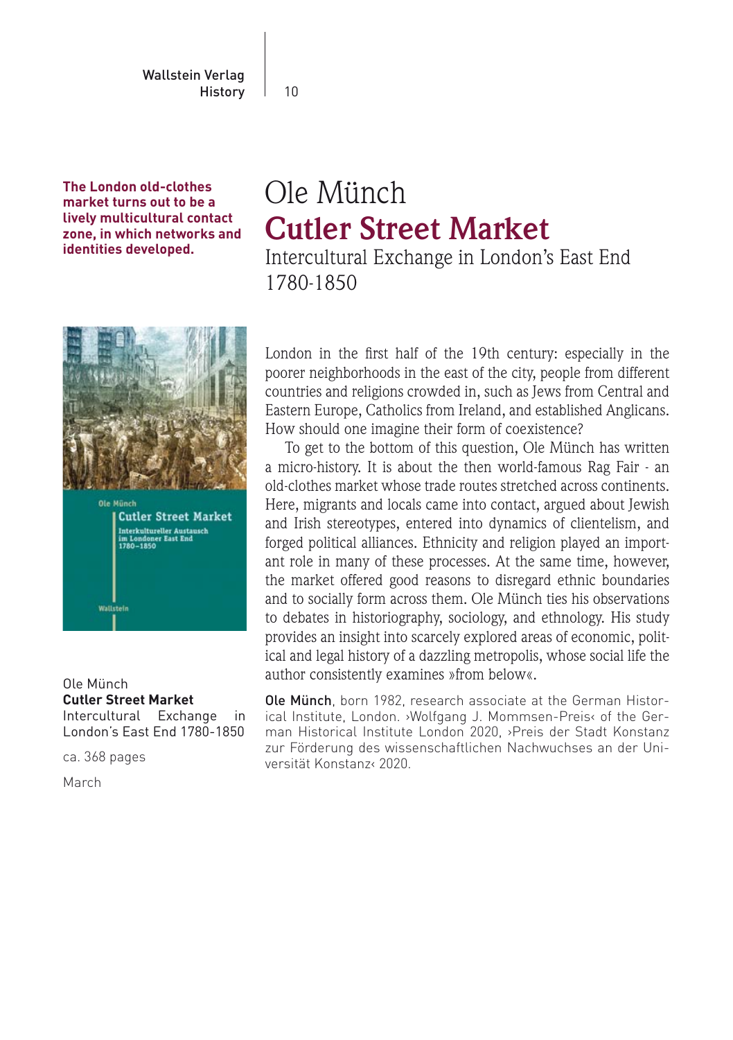**The London old-clothes market turns out to be a lively multicultural contact zone, in which networks and identities developed.**

# Ole Münch

## Cutler Street Market

### Intercultural Exchange in London's East End 1780-1850

London in the first half of the 19th century: especially in the poorer neighborhoods in the east of the city, people from different countries and religions crowded in, such as Jews from Central and Eastern Europe, Catholics from Ireland, and established Anglicans. How should one imagine their form of coexistence?

To get to the bottom of this question, Ole Münch has written a micro-history. It is about the then world-famous Rag Fair - an old-clothes market whose trade routes stretched across continents. Here, migrants and locals came into contact, argued about Jewish and Irish stereotypes, entered into dynamics of clientelism, and forged political alliances. Ethnicity and religion played an important role in many of these processes. At the same time, however, the market offered good reasons to disregard ethnic boundaries and to socially form across them. Ole Münch ties his observations to debates in historiography, sociology, and ethnology. His study provides an insight into scarcely explored areas of economic, political and legal history of a dazzling metropolis, whose social life the author consistently examines »from below«.

**Ole Münch**, born 1982, research associate at the German Historical Institute, London. ›Wolfgang J. Mommsen-Preis‹ of the German Historical Institute London 2020, ›Preis der Stadt Konstanz zur Förderung des wissenschaftlichen Nachwuchses an der Universität Konstanz‹ 2020.

Ole Münch
**Cutler Street Market**
Intercultural Exchange in London's East End 1780-1850

ca. 368 pages

March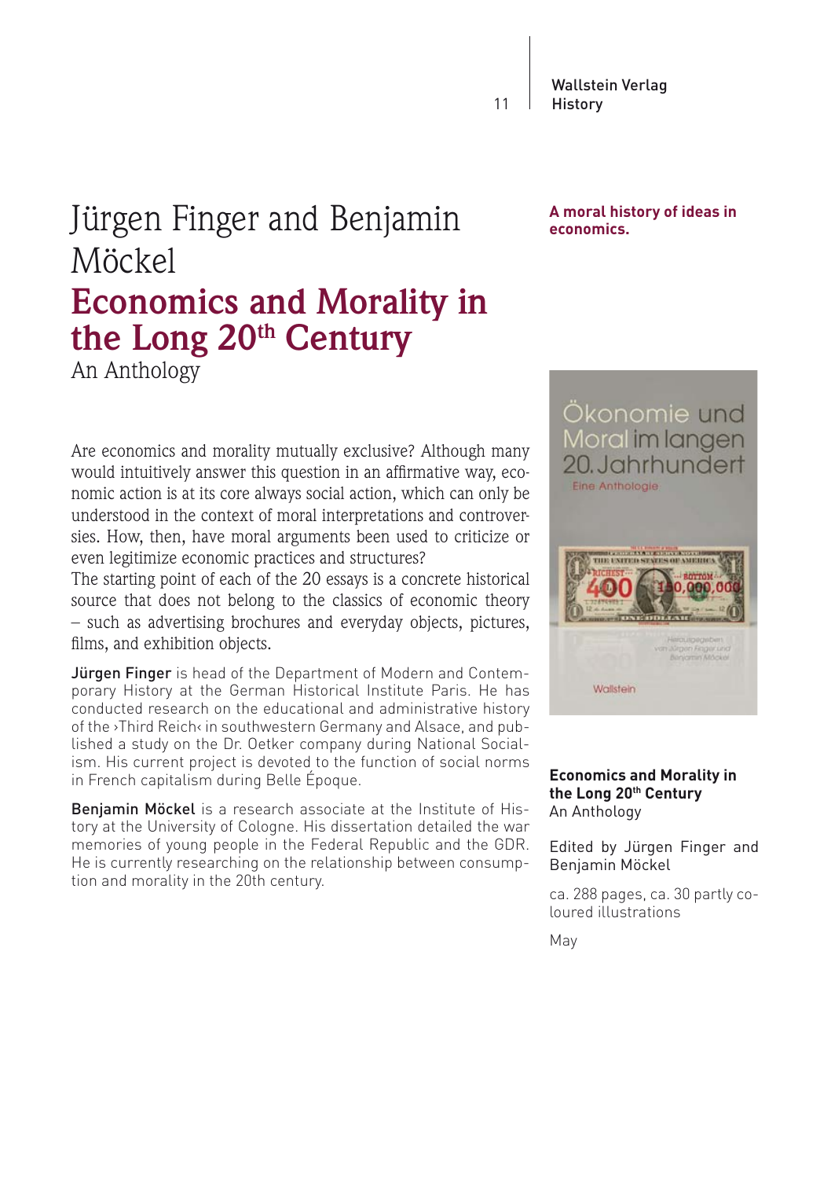# Jürgen Finger and Benjamin Möckel

## Economics and Morality in the Long 20th Century

An Anthology

**A moral history of ideas in economics.**

Are economics and morality mutually exclusive? Although many would intuitively answer this question in an affirmative way, economic action is at its core always social action, which can only be understood in the context of moral interpretations and controversies. How, then, have moral arguments been used to criticize or even legitimize economic practices and structures?

The starting point of each of the 20 essays is a concrete historical source that does not belong to the classics of economic theory – such as advertising brochures and everyday objects, pictures, films, and exhibition objects.

**Jürgen Finger** is head of the Department of Modern and Contemporary History at the German Historical Institute Paris. He has conducted research on the educational and administrative history of the ›Third Reich‹ in southwestern Germany and Alsace, and published a study on the Dr. Oetker company during National Socialism. His current project is devoted to the function of social norms in French capitalism during Belle Époque.

**Benjamin Möckel** is a research associate at the Institute of History at the University of Cologne. His dissertation detailed the war memories of young people in the Federal Republic and the GDR. He is currently researching on the relationship between consumption and morality in the 20th century.

Ökonomie und Moral im langen 20. Jahrhundert
Eine Anthologie
Herausgegeben von Jürgen Finger und Benjamin Möckel
Wallstein

**Economics and Morality in the Long 20th Century**
An Anthology

Edited by Jürgen Finger and Benjamin Möckel

ca. 288 pages, ca. 30 partly coloured illustrations

May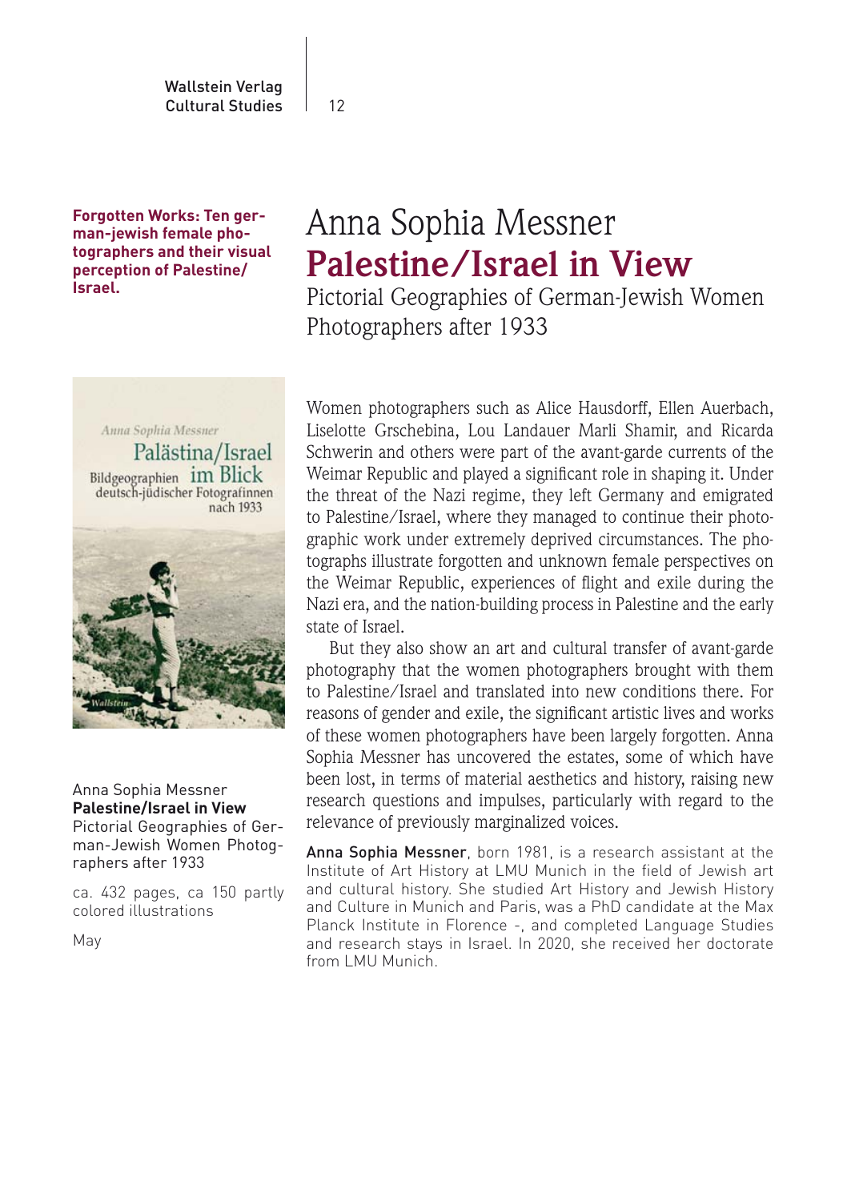**Forgotten Works: Ten german-jewish female photographers and their visual perception of Palestine/Israel.**

# Anna Sophia Messner

## Palestine/Israel in View

Pictorial Geographies of German-Jewish Women Photographers after 1933

Anna Sophia Messner
**Palestine/Israel in View**
Pictorial Geographies of German-Jewish Women Photographers after 1933

ca. 432 pages, ca 150 partly colored illustrations

May

Women photographers such as Alice Hausdorff, Ellen Auerbach, Liselotte Grschebina, Lou Landauer Marli Shamir, and Ricarda Schwerin and others were part of the avant-garde currents of the Weimar Republic and played a significant role in shaping it. Under the threat of the Nazi regime, they left Germany and emigrated to Palestine/Israel, where they managed to continue their photographic work under extremely deprived circumstances. The photographs illustrate forgotten and unknown female perspectives on the Weimar Republic, experiences of flight and exile during the Nazi era, and the nation-building process in Palestine and the early state of Israel.

But they also show an art and cultural transfer of avant-garde photography that the women photographers brought with them to Palestine/Israel and translated into new conditions there. For reasons of gender and exile, the significant artistic lives and works of these women photographers have been largely forgotten. Anna Sophia Messner has uncovered the estates, some of which have been lost, in terms of material aesthetics and history, raising new research questions and impulses, particularly with regard to the relevance of previously marginalized voices.

Anna Sophia Messner, born 1981, is a research assistant at the Institute of Art History at LMU Munich in the field of Jewish art and cultural history. She studied Art History and Jewish History and Culture in Munich and Paris, was a PhD candidate at the Max Planck Institute in Florence -, and completed Language Studies and research stays in Israel. In 2020, she received her doctorate from LMU Munich.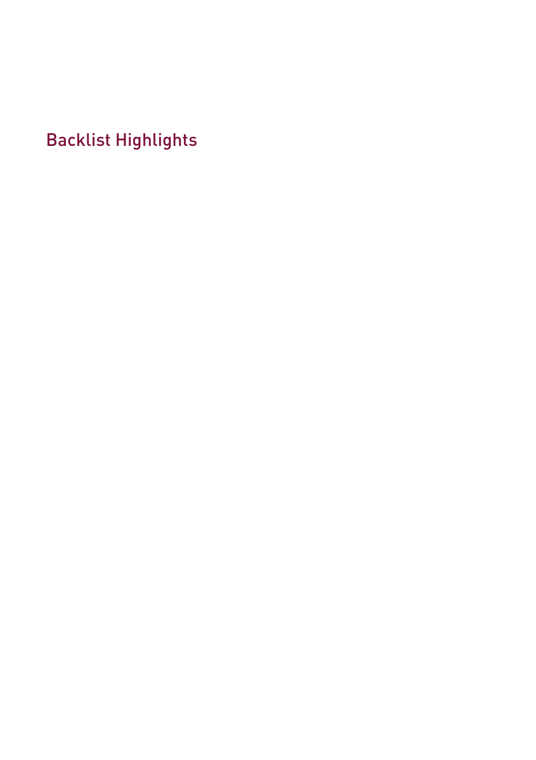# Backlist Highlights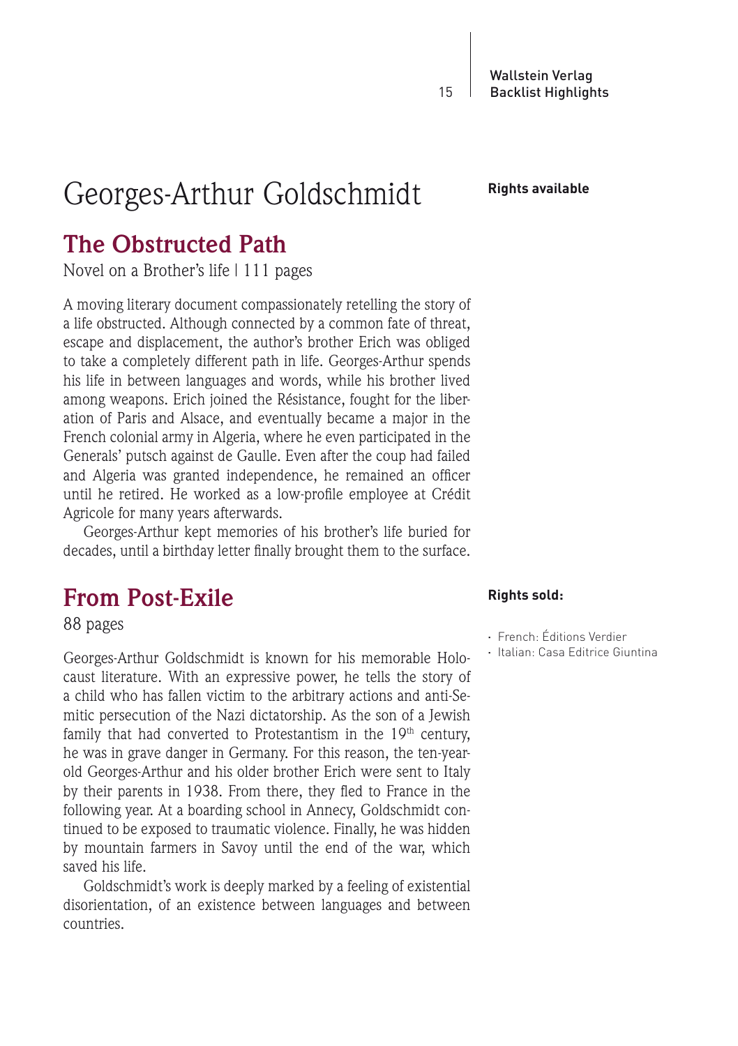# Georges-Arthur Goldschmidt

## The Obstructed Path

Novel on a Brother's life | 111 pages

**Rights available**

A moving literary document compassionately retelling the story of a life obstructed. Although connected by a common fate of threat, escape and displacement, the author's brother Erich was obliged to take a completely different path in life. Georges-Arthur spends his life in between languages and words, while his brother lived among weapons. Erich joined the Résistance, fought for the liberation of Paris and Alsace, and eventually became a major in the French colonial army in Algeria, where he even participated in the Generals' putsch against de Gaulle. Even after the coup had failed and Algeria was granted independence, he remained an officer until he retired. He worked as a low-profile employee at Crédit Agricole for many years afterwards.

Georges-Arthur kept memories of his brother's life buried for decades, until a birthday letter finally brought them to the surface.

## From Post-Exile

88 pages

**Rights sold:**

- French: Éditions Verdier
- Italian: Casa Editrice Giuntina

Georges-Arthur Goldschmidt is known for his memorable Holocaust literature. With an expressive power, he tells the story of a child who has fallen victim to the arbitrary actions and anti-Semitic persecution of the Nazi dictatorship. As the son of a Jewish family that had converted to Protestantism in the 19th century, he was in grave danger in Germany. For this reason, the ten-year-old Georges-Arthur and his older brother Erich were sent to Italy by their parents in 1938. From there, they fled to France in the following year. At a boarding school in Annecy, Goldschmidt continued to be exposed to traumatic violence. Finally, he was hidden by mountain farmers in Savoy until the end of the war, which saved his life.

Goldschmidt's work is deeply marked by a feeling of existential disorientation, of an existence between languages and between countries.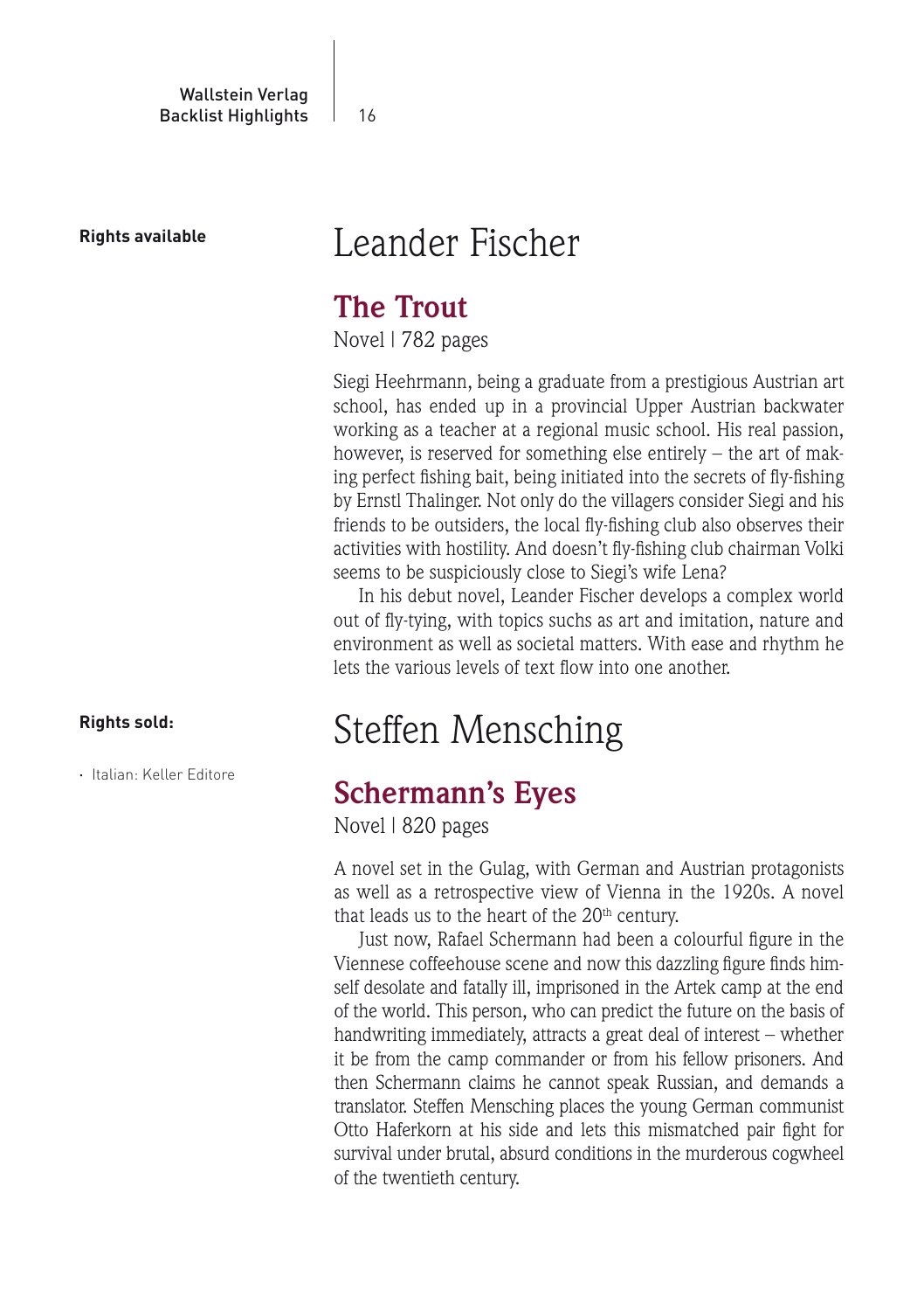**Rights available**

# Leander Fischer

## The Trout

Novel | 782 pages

Siegi Heehrmann, being a graduate from a prestigious Austrian art school, has ended up in a provincial Upper Austrian backwater working as a teacher at a regional music school. His real passion, however, is reserved for something else entirely – the art of making perfect fishing bait, being initiated into the secrets of fly-fishing by Ernstl Thalinger. Not only do the villagers consider Siegi and his friends to be outsiders, the local fly-fishing club also observes their activities with hostility. And doesn't fly-fishing club chairman Volki seems to be suspiciously close to Siegi's wife Lena?

In his debut novel, Leander Fischer develops a complex world out of fly-tying, with topics suchs as art and imitation, nature and environment as well as societal matters. With ease and rhythm he lets the various levels of text flow into one another.

**Rights sold:**

- Italian: Keller Editore

# Steffen Mensching

## Schermann's Eyes

Novel | 820 pages

A novel set in the Gulag, with German and Austrian protagonists as well as a retrospective view of Vienna in the 1920s. A novel that leads us to the heart of the 20th century.

Just now, Rafael Schermann had been a colourful figure in the Viennese coffeehouse scene and now this dazzling figure finds himself desolate and fatally ill, imprisoned in the Artek camp at the end of the world. This person, who can predict the future on the basis of handwriting immediately, attracts a great deal of interest – whether it be from the camp commander or from his fellow prisoners. And then Schermann claims he cannot speak Russian, and demands a translator. Steffen Mensching places the young German communist Otto Haferkorn at his side and lets this mismatched pair fight for survival under brutal, absurd conditions in the murderous cogwheel of the twentieth century.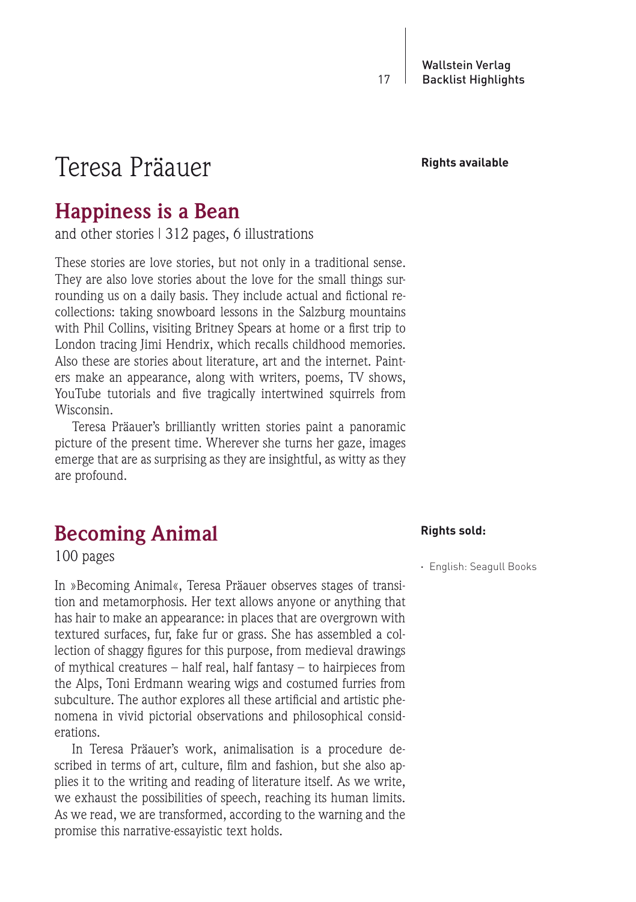# Teresa Präauer

**Rights available**

## Happiness is a Bean

and other stories | 312 pages, 6 illustrations

These stories are love stories, but not only in a traditional sense. They are also love stories about the love for the small things surrounding us on a daily basis. They include actual and fictional recollections: taking snowboard lessons in the Salzburg mountains with Phil Collins, visiting Britney Spears at home or a first trip to London tracing Jimi Hendrix, which recalls childhood memories. Also these are stories about literature, art and the internet. Painters make an appearance, along with writers, poems, TV shows, YouTube tutorials and five tragically intertwined squirrels from Wisconsin.

Teresa Präauer's brilliantly written stories paint a panoramic picture of the present time. Wherever she turns her gaze, images emerge that are as surprising as they are insightful, as witty as they are profound.

## Becoming Animal

100 pages

**Rights sold:**

- English: Seagull Books

In »Becoming Animal«, Teresa Präauer observes stages of transition and metamorphosis. Her text allows anyone or anything that has hair to make an appearance: in places that are overgrown with textured surfaces, fur, fake fur or grass. She has assembled a collection of shaggy figures for this purpose, from medieval drawings of mythical creatures – half real, half fantasy – to hairpieces from the Alps, Toni Erdmann wearing wigs and costumed furries from subculture. The author explores all these artificial and artistic phenomena in vivid pictorial observations and philosophical considerations.

In Teresa Präauer's work, animalisation is a procedure described in terms of art, culture, film and fashion, but she also applies it to the writing and reading of literature itself. As we write, we exhaust the possibilities of speech, reaching its human limits. As we read, we are transformed, according to the warning and the promise this narrative-essayistic text holds.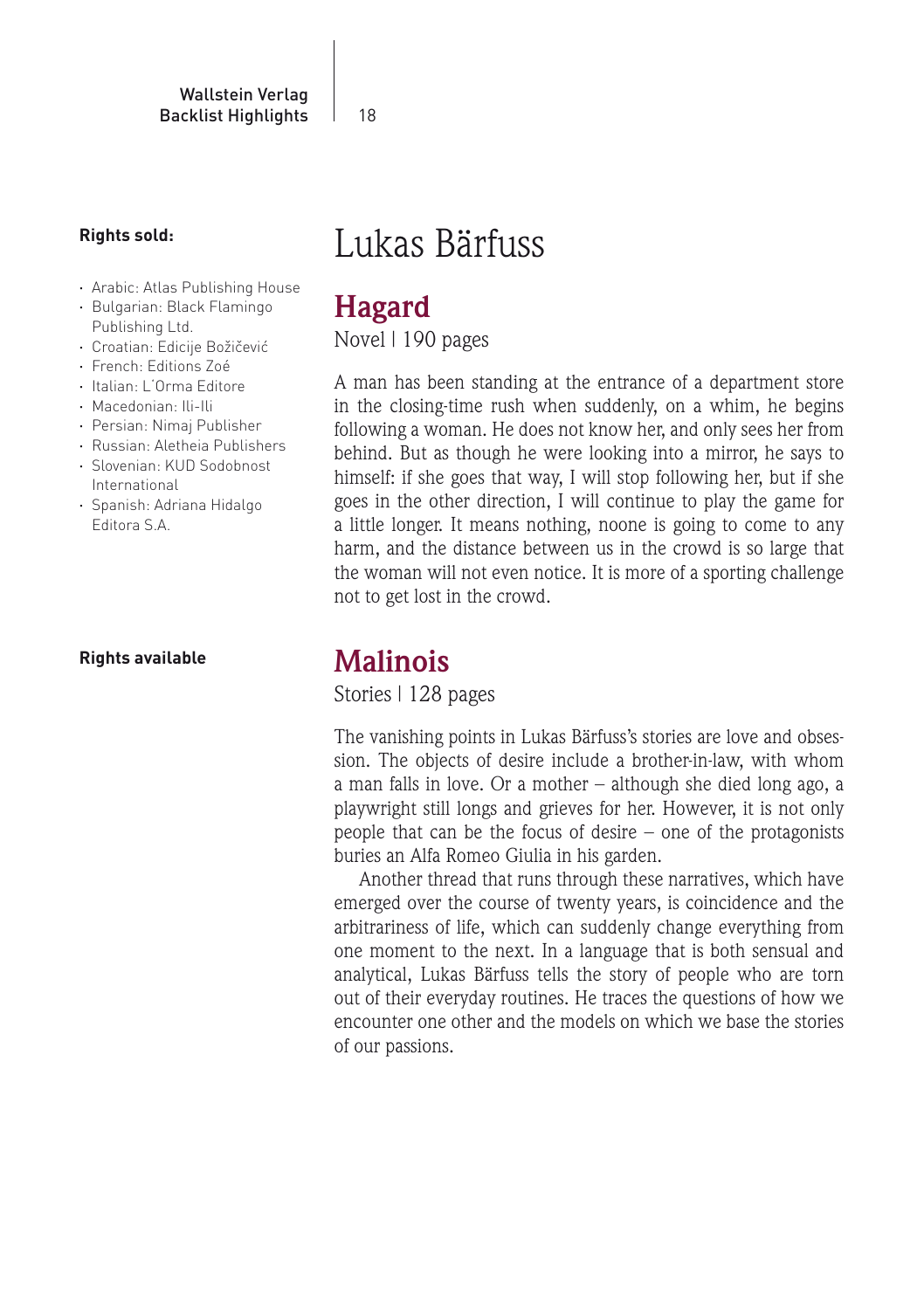# Lukas Bärfuss

**Rights sold:**

- Arabic: Atlas Publishing House
- Bulgarian: Black Flamingo Publishing Ltd.
- Croatian: Edicije Božičević
- French: Editions Zoé
- Italian: L´Orma Editore
- Macedonian: Ili-Ili
- Persian: Nimaj Publisher
- Russian: Aletheia Publishers
- Slovenian: KUD Sodobnost International
- Spanish: Adriana Hidalgo Editora S.A.

## Hagard

Novel | 190 pages

A man has been standing at the entrance of a department store in the closing-time rush when suddenly, on a whim, he begins following a woman. He does not know her, and only sees her from behind. But as though he were looking into a mirror, he says to himself: if she goes that way, I will stop following her, but if she goes in the other direction, I will continue to play the game for a little longer. It means nothing, noone is going to come to any harm, and the distance between us in the crowd is so large that the woman will not even notice. It is more of a sporting challenge not to get lost in the crowd.

**Rights available**

## Malinois

Stories | 128 pages

The vanishing points in Lukas Bärfuss's stories are love and obsession. The objects of desire include a brother-in-law, with whom a man falls in love. Or a mother – although she died long ago, a playwright still longs and grieves for her. However, it is not only people that can be the focus of desire – one of the protagonists buries an Alfa Romeo Giulia in his garden.

Another thread that runs through these narratives, which have emerged over the course of twenty years, is coincidence and the arbitrariness of life, which can suddenly change everything from one moment to the next. In a language that is both sensual and analytical, Lukas Bärfuss tells the story of people who are torn out of their everyday routines. He traces the questions of how we encounter one other and the models on which we base the stories of our passions.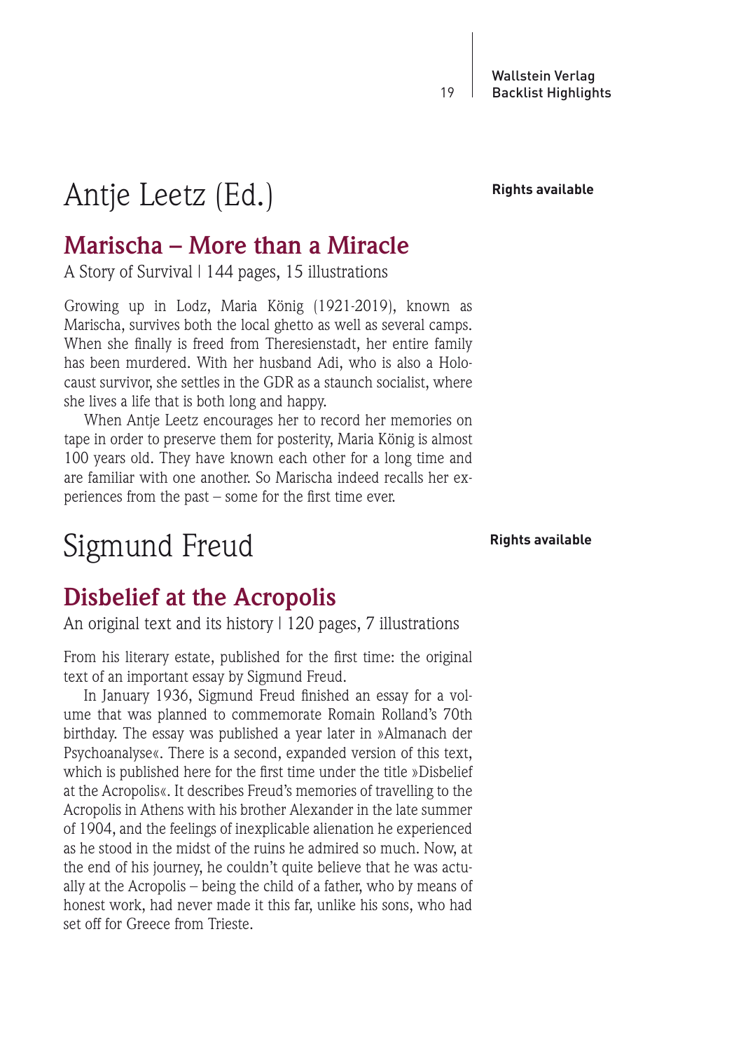# Antje Leetz (Ed.)

**Rights available**

## Marischa – More than a Miracle

A Story of Survival | 144 pages, 15 illustrations

Growing up in Lodz, Maria König (1921-2019), known as Marischa, survives both the local ghetto as well as several camps. When she finally is freed from Theresienstadt, her entire family has been murdered. With her husband Adi, who is also a Holocaust survivor, she settles in the GDR as a staunch socialist, where she lives a life that is both long and happy.

When Antje Leetz encourages her to record her memories on tape in order to preserve them for posterity, Maria König is almost 100 years old. They have known each other for a long time and are familiar with one another. So Marischa indeed recalls her experiences from the past – some for the first time ever.

# Sigmund Freud

**Rights available**

## Disbelief at the Acropolis

An original text and its history | 120 pages, 7 illustrations

From his literary estate, published for the first time: the original text of an important essay by Sigmund Freud.

In January 1936, Sigmund Freud finished an essay for a volume that was planned to commemorate Romain Rolland's 70th birthday. The essay was published a year later in »Almanach der Psychoanalyse«. There is a second, expanded version of this text, which is published here for the first time under the title »Disbelief at the Acropolis«. It describes Freud's memories of travelling to the Acropolis in Athens with his brother Alexander in the late summer of 1904, and the feelings of inexplicable alienation he experienced as he stood in the midst of the ruins he admired so much. Now, at the end of his journey, he couldn't quite believe that he was actually at the Acropolis – being the child of a father, who by means of honest work, had never made it this far, unlike his sons, who had set off for Greece from Trieste.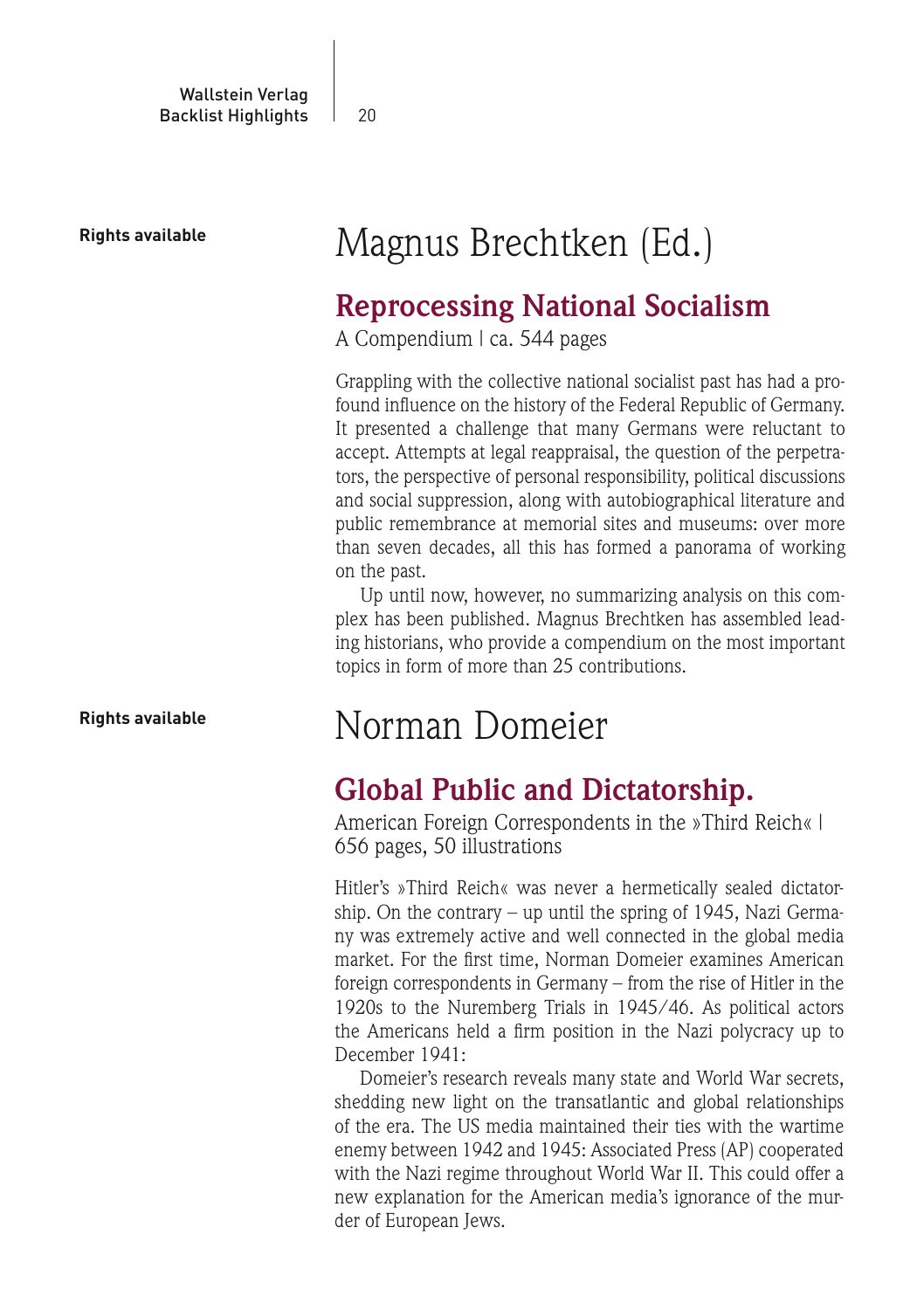**Rights available**

# Magnus Brechtken (Ed.)

## Reprocessing National Socialism

A Compendium | ca. 544 pages

Grappling with the collective national socialist past has had a profound influence on the history of the Federal Republic of Germany. It presented a challenge that many Germans were reluctant to accept. Attempts at legal reappraisal, the question of the perpetrators, the perspective of personal responsibility, political discussions and social suppression, along with autobiographical literature and public remembrance at memorial sites and museums: over more than seven decades, all this has formed a panorama of working on the past.

Up until now, however, no summarizing analysis on this complex has been published. Magnus Brechtken has assembled leading historians, who provide a compendium on the most important topics in form of more than 25 contributions.

**Rights available**

# Norman Domeier

## Global Public and Dictatorship.

American Foreign Correspondents in the »Third Reich« | 656 pages, 50 illustrations

Hitler's »Third Reich« was never a hermetically sealed dictatorship. On the contrary – up until the spring of 1945, Nazi Germany was extremely active and well connected in the global media market. For the first time, Norman Domeier examines American foreign correspondents in Germany – from the rise of Hitler in the 1920s to the Nuremberg Trials in 1945/46. As political actors the Americans held a firm position in the Nazi polycracy up to December 1941:

Domeier's research reveals many state and World War secrets, shedding new light on the transatlantic and global relationships of the era. The US media maintained their ties with the wartime enemy between 1942 and 1945: Associated Press (AP) cooperated with the Nazi regime throughout World War II. This could offer a new explanation for the American media's ignorance of the murder of European Jews.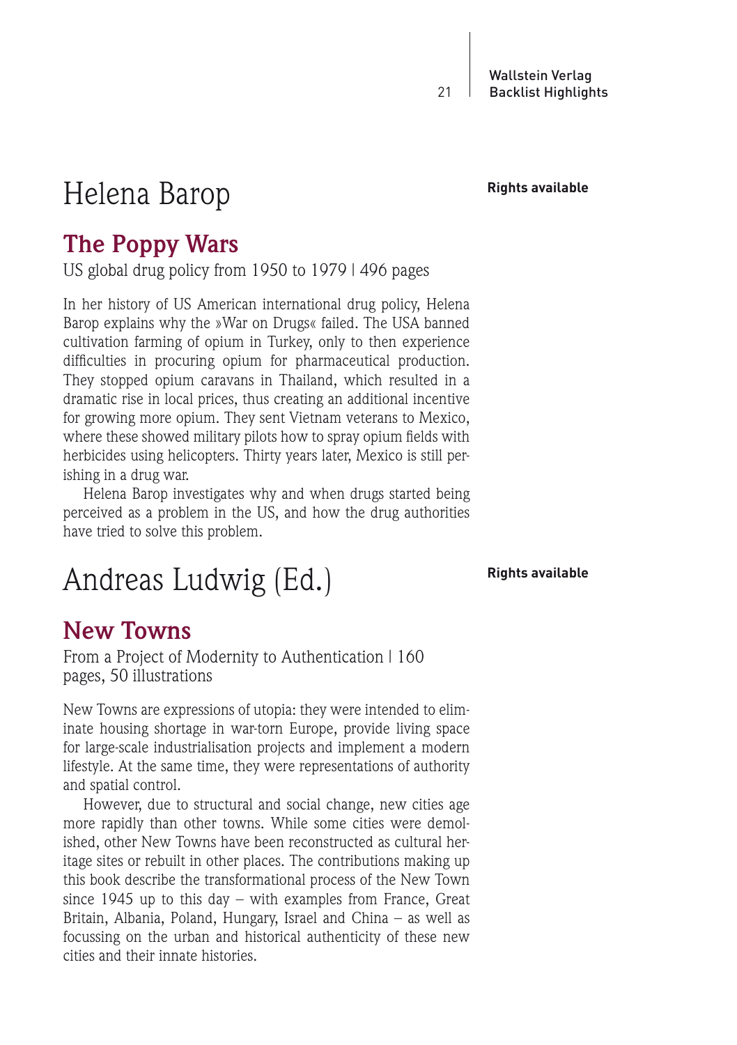# Helena Barop

**Rights available**

## The Poppy Wars

US global drug policy from 1950 to 1979 | 496 pages

In her history of US American international drug policy, Helena Barop explains why the »War on Drugs« failed. The USA banned cultivation farming of opium in Turkey, only to then experience difficulties in procuring opium for pharmaceutical production. They stopped opium caravans in Thailand, which resulted in a dramatic rise in local prices, thus creating an additional incentive for growing more opium. They sent Vietnam veterans to Mexico, where these showed military pilots how to spray opium fields with herbicides using helicopters. Thirty years later, Mexico is still perishing in a drug war.

Helena Barop investigates why and when drugs started being perceived as a problem in the US, and how the drug authorities have tried to solve this problem.

# Andreas Ludwig (Ed.)

**Rights available**

## New Towns

From a Project of Modernity to Authentication | 160 pages, 50 illustrations

New Towns are expressions of utopia: they were intended to eliminate housing shortage in war-torn Europe, provide living space for large-scale industrialisation projects and implement a modern lifestyle. At the same time, they were representations of authority and spatial control.

However, due to structural and social change, new cities age more rapidly than other towns. While some cities were demolished, other New Towns have been reconstructed as cultural heritage sites or rebuilt in other places. The contributions making up this book describe the transformational process of the New Town since 1945 up to this day – with examples from France, Great Britain, Albania, Poland, Hungary, Israel and China – as well as focussing on the urban and historical authenticity of these new cities and their innate histories.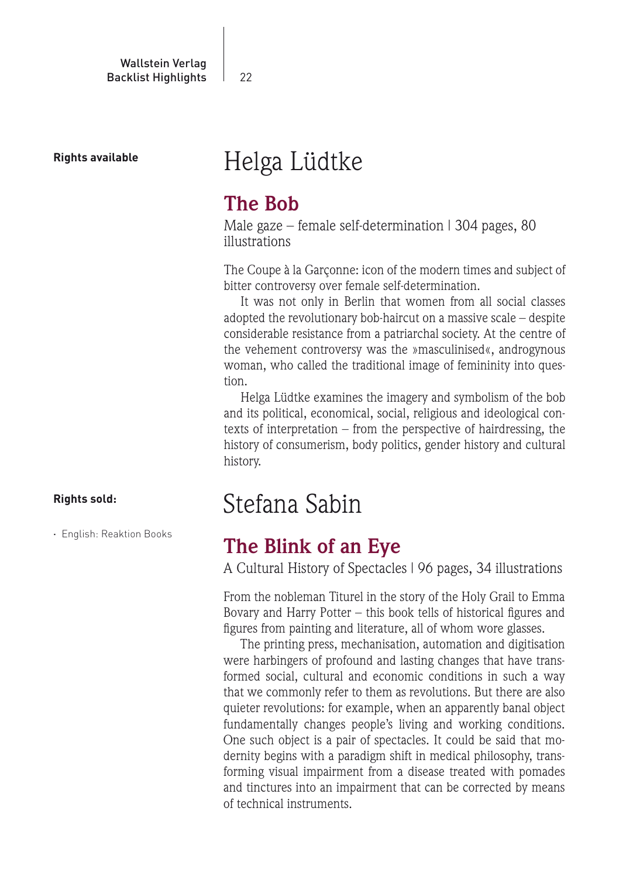**Rights available**

# Helga Lüdtke

## The Bob

Male gaze – female self-determination | 304 pages, 80 illustrations

The Coupe à la Garçonne: icon of the modern times and subject of bitter controversy over female self-determination.

It was not only in Berlin that women from all social classes adopted the revolutionary bob-haircut on a massive scale – despite considerable resistance from a patriarchal society. At the centre of the vehement controversy was the »masculinised«, androgynous woman, who called the traditional image of femininity into question.

Helga Lüdtke examines the imagery and symbolism of the bob and its political, economical, social, religious and ideological contexts of interpretation – from the perspective of hairdressing, the history of consumerism, body politics, gender history and cultural history.

**Rights sold:**

- English: Reaktion Books

# Stefana Sabin

## The Blink of an Eye

A Cultural History of Spectacles | 96 pages, 34 illustrations

From the nobleman Titurel in the story of the Holy Grail to Emma Bovary and Harry Potter – this book tells of historical figures and figures from painting and literature, all of whom wore glasses.

The printing press, mechanisation, automation and digitisation were harbingers of profound and lasting changes that have transformed social, cultural and economic conditions in such a way that we commonly refer to them as revolutions. But there are also quieter revolutions: for example, when an apparently banal object fundamentally changes people's living and working conditions. One such object is a pair of spectacles. It could be said that modernity begins with a paradigm shift in medical philosophy, transforming visual impairment from a disease treated with pomades and tinctures into an impairment that can be corrected by means of technical instruments.